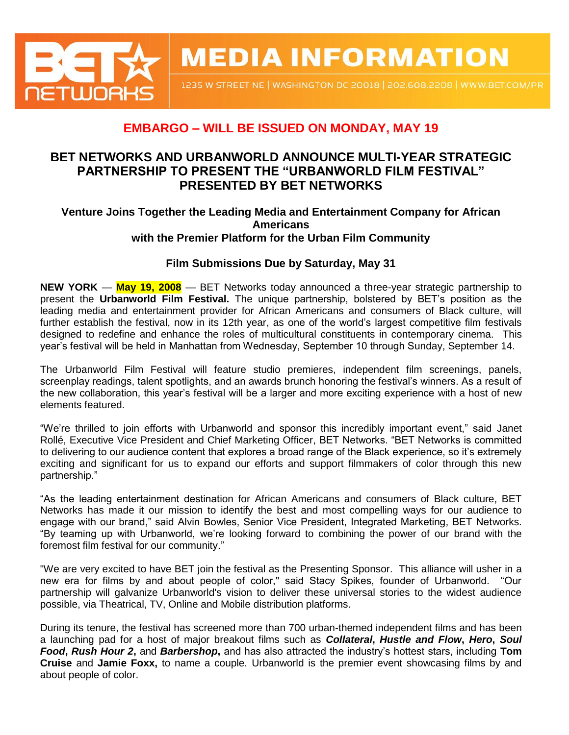# MEDIA INFORMATION

1235 W STREET NE | WASHINGTON DC 20018 | 202.608.2208 | WWW.BET.COM/PR

## EMBARGO – WILL BE ISSUED ON MONDAY, MAY 19

## BET NETWORKS AND URBANWORLD ANNOUNCE MULTI-YEAR STRATEGIC PARTNERSHIP TO PRESENT THE "URBANWORLD FILM FESTIVAL" PRESENTED BY BET NETWORKS

### Venture Joins Together the Leading Media and Entertainment Company for African Americans with the Premier Platform for the Urban Film Community

### Film Submissions Due by Saturday, May 31

**NEW YORK** — **May 19, 2008** — BET Networks today announced a three-year strategic partnership to present the **Urbanworld Film Festival.** The unique partnership, bolstered by BET's position as the leading media and entertainment provider for African Americans and consumers of Black culture, will further establish the festival, now in its 12th year, as one of the world's largest competitive film festivals designed to redefine and enhance the roles of multicultural constituents in contemporary cinema. This year's festival will be held in Manhattan from Wednesday, September 10 through Sunday, September 14.

The Urbanworld Film Festival will feature studio premieres, independent film screenings, panels, screenplay readings, talent spotlights, and an awards brunch honoring the festival's winners. As a result of the new collaboration, this year's festival will be a larger and more exciting experience with a host of new elements featured.

"We're thrilled to join efforts with Urbanworld and sponsor this incredibly important event," said Janet Rollé, Executive Vice President and Chief Marketing Officer, BET Networks. "BET Networks is committed to delivering to our audience content that explores a broad range of the Black experience, so it's extremely exciting and significant for us to expand our efforts and support filmmakers of color through this new partnership."

"As the leading entertainment destination for African Americans and consumers of Black culture, BET Networks has made it our mission to identify the best and most compelling ways for our audience to engage with our brand," said Alvin Bowles, Senior Vice President, Integrated Marketing, BET Networks. "By teaming up with Urbanworld, we're looking forward to combining the power of our brand with the foremost film festival for our community."

"We are very excited to have BET join the festival as the Presenting Sponsor. This alliance will usher in a new era for films by and about people of color," said Stacy Spikes, founder of Urbanworld. "Our partnership will galvanize Urbanworld's vision to deliver these universal stories to the widest audience possible, via Theatrical, TV, Online and Mobile distribution platforms.

During its tenure, the festival has screened more than 700 urban-themed independent films and has been a launching pad for a host of major breakout films such as ***Collateral***, ***Hustle and Flow***, ***Hero***, ***Soul Food***, ***Rush Hour 2***, and ***Barbershop***, and has also attracted the industry's hottest stars, including **Tom Cruise** and **Jamie Foxx,** to name a couple. Urbanworld is the premier event showcasing films by and about people of color.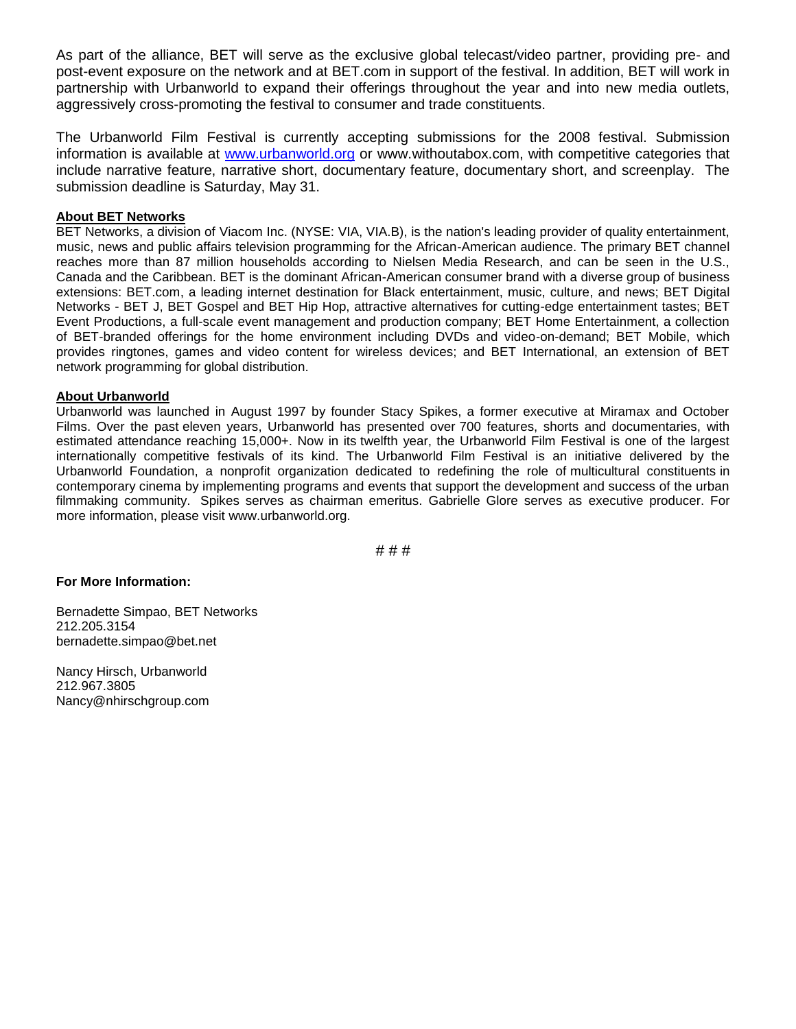As part of the alliance, BET will serve as the exclusive global telecast/video partner, providing pre- and post-event exposure on the network and at BET.com in support of the festival. In addition, BET will work in partnership with Urbanworld to expand their offerings throughout the year and into new media outlets, aggressively cross-promoting the festival to consumer and trade constituents.

The Urbanworld Film Festival is currently accepting submissions for the 2008 festival. Submission information is available at www.urbanworld.org or www.withoutabox.com, with competitive categories that include narrative feature, narrative short, documentary feature, documentary short, and screenplay. The submission deadline is Saturday, May 31.

**About BET Networks**

BET Networks, a division of Viacom Inc. (NYSE: VIA, VIA.B), is the nation's leading provider of quality entertainment, music, news and public affairs television programming for the African-American audience. The primary BET channel reaches more than 87 million households according to Nielsen Media Research, and can be seen in the U.S., Canada and the Caribbean. BET is the dominant African-American consumer brand with a diverse group of business extensions: BET.com, a leading internet destination for Black entertainment, music, culture, and news; BET Digital Networks - BET J, BET Gospel and BET Hip Hop, attractive alternatives for cutting-edge entertainment tastes; BET Event Productions, a full-scale event management and production company; BET Home Entertainment, a collection of BET-branded offerings for the home environment including DVDs and video-on-demand; BET Mobile, which provides ringtones, games and video content for wireless devices; and BET International, an extension of BET network programming for global distribution.

**About Urbanworld**

Urbanworld was launched in August 1997 by founder Stacy Spikes, a former executive at Miramax and October Films. Over the past eleven years, Urbanworld has presented over 700 features, shorts and documentaries, with estimated attendance reaching 15,000+. Now in its twelfth year, the Urbanworld Film Festival is one of the largest internationally competitive festivals of its kind. The Urbanworld Film Festival is an initiative delivered by the Urbanworld Foundation, a nonprofit organization dedicated to redefining the role of multicultural constituents in contemporary cinema by implementing programs and events that support the development and success of the urban filmmaking community. Spikes serves as chairman emeritus. Gabrielle Glore serves as executive producer. For more information, please visit www.urbanworld.org.

# # #

**For More Information:**

Bernadette Simpao, BET Networks
212.205.3154
bernadette.simpao@bet.net

Nancy Hirsch, Urbanworld
212.967.3805
Nancy@nhirschgroup.com